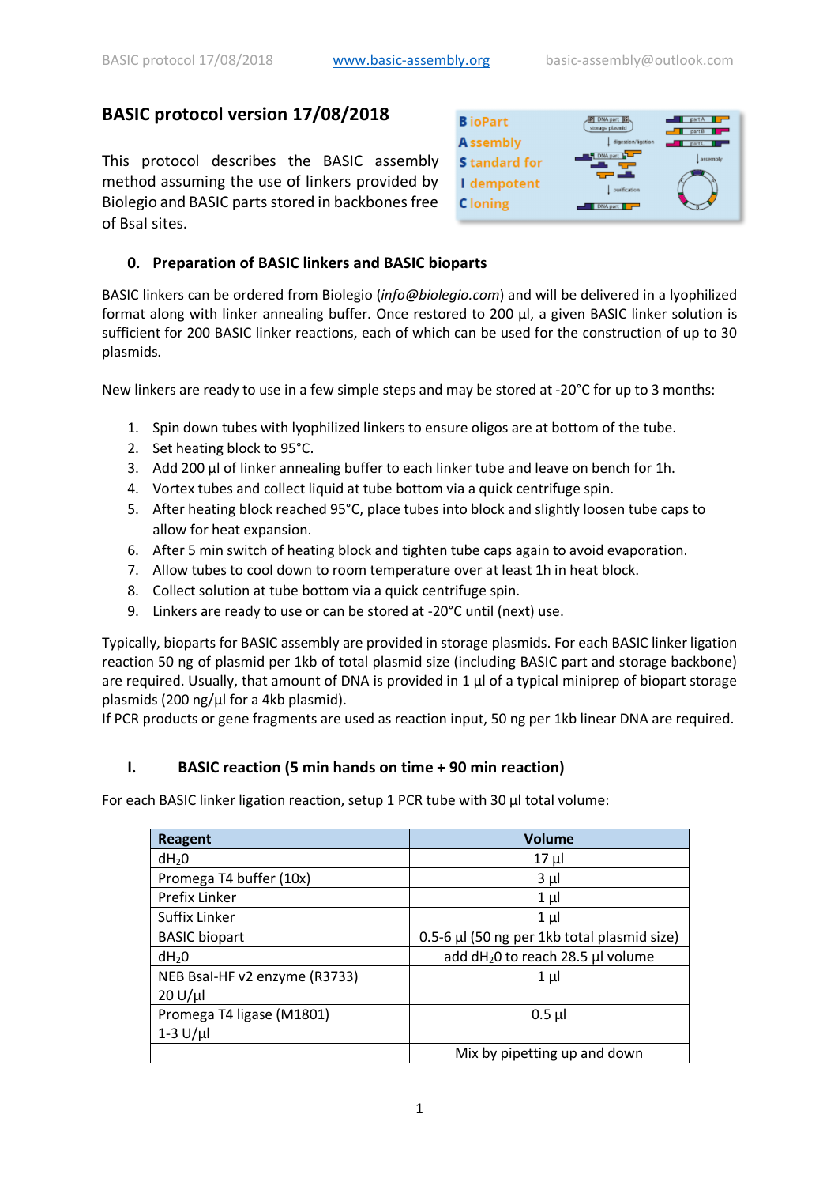# BASIC protocol version 17/08/2018

This protocol describes the BASIC assembly method assuming the use of linkers provided by Biolegio and BASIC parts stored in backbones free of BsaI sites.

**B**ioPart
**A**ssembly
**S**tandard for
**I**dempotent
**C**loning

## 0. Preparation of BASIC linkers and BASIC bioparts

BASIC linkers can be ordered from Biolegio (*info@biolegio.com*) and will be delivered in a lyophilized format along with linker annealing buffer. Once restored to 200 µl, a given BASIC linker solution is sufficient for 200 BASIC linker reactions, each of which can be used for the construction of up to 30 plasmids.

New linkers are ready to use in a few simple steps and may be stored at -20°C for up to 3 months:

1. Spin down tubes with lyophilized linkers to ensure oligos are at bottom of the tube.
2. Set heating block to 95°C.
3. Add 200 µl of linker annealing buffer to each linker tube and leave on bench for 1h.
4. Vortex tubes and collect liquid at tube bottom via a quick centrifuge spin.
5. After heating block reached 95°C, place tubes into block and slightly loosen tube caps to allow for heat expansion.
6. After 5 min switch of heating block and tighten tube caps again to avoid evaporation.
7. Allow tubes to cool down to room temperature over at least 1h in heat block.
8. Collect solution at tube bottom via a quick centrifuge spin.
9. Linkers are ready to use or can be stored at -20°C until (next) use.

Typically, bioparts for BASIC assembly are provided in storage plasmids. For each BASIC linker ligation reaction 50 ng of plasmid per 1kb of total plasmid size (including BASIC part and storage backbone) are required. Usually, that amount of DNA is provided in 1 µl of a typical miniprep of biopart storage plasmids (200 ng/µl for a 4kb plasmid).
If PCR products or gene fragments are used as reaction input, 50 ng per 1kb linear DNA are required.

## I. BASIC reaction (5 min hands on time + 90 min reaction)

For each BASIC linker ligation reaction, setup 1 PCR tube with 30 µl total volume:

| Reagent | Volume |
|---|---|
| $dH_20$ | 17 µl |
| Promega T4 buffer (10x) | 3 µl |
| Prefix Linker | 1 µl |
| Suffix Linker | 1 µl |
| BASIC biopart | 0.5-6 µl (50 ng per 1kb total plasmid size) |
| $dH_20$ | add $dH_20$ to reach 28.5 µl volume |
| NEB BsaI-HF v2 enzyme (R3733) 20 U/µl | 1 µl |
| Promega T4 ligase (M1801) 1-3 U/µl | 0.5 µl |
| | Mix by pipetting up and down |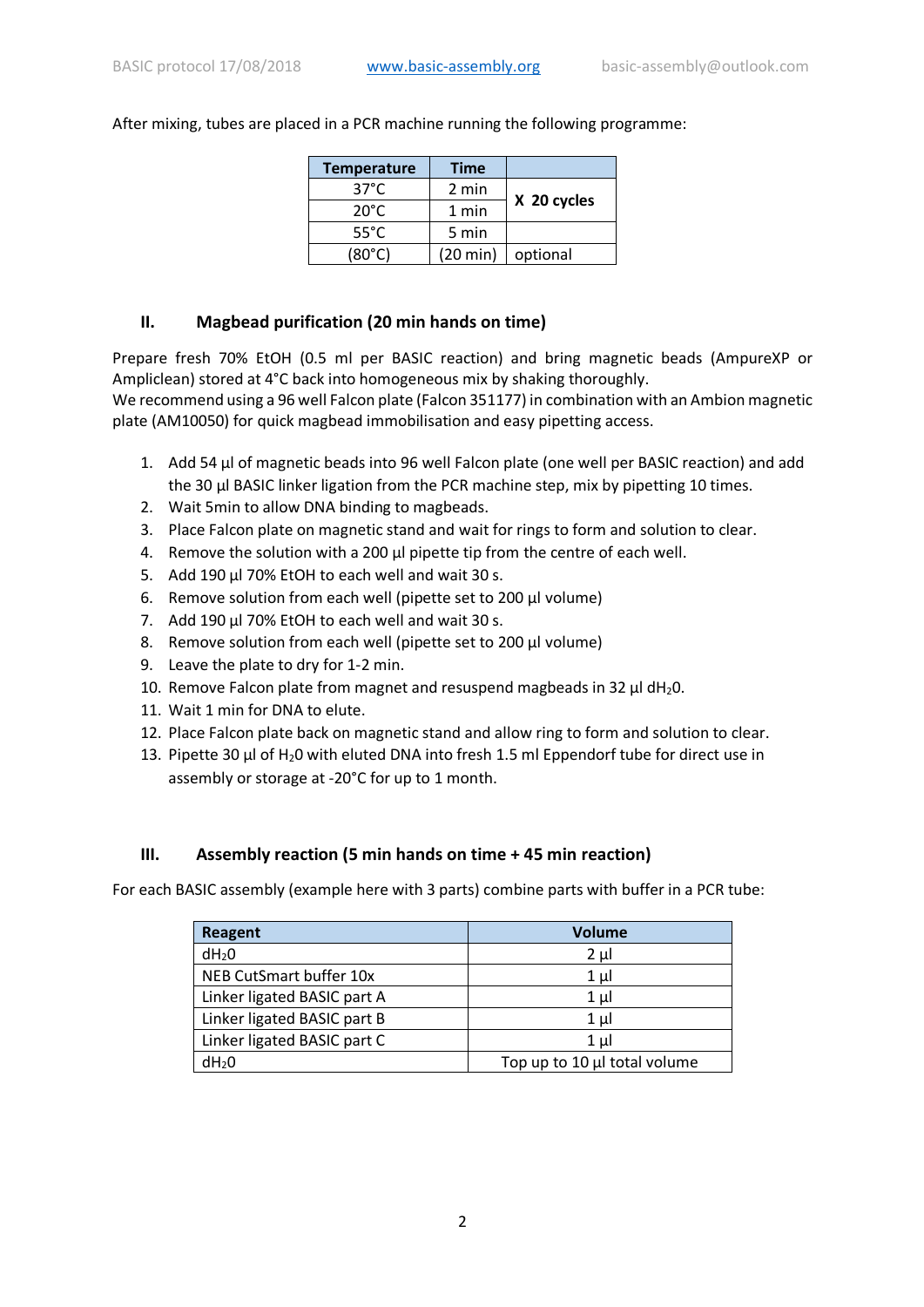After mixing, tubes are placed in a PCR machine running the following programme:

| Temperature | Time | |
|---|---|---|
| 37°C | 2 min | X 20 cycles |
| 20°C | 1 min | |
| 55°C | 5 min | |
| (80°C) | (20 min) | optional |

## II. Magbead purification (20 min hands on time)

Prepare fresh 70% EtOH (0.5 ml per BASIC reaction) and bring magnetic beads (AmpureXP or Ampliclean) stored at 4°C back into homogeneous mix by shaking thoroughly.
We recommend using a 96 well Falcon plate (Falcon 351177) in combination with an Ambion magnetic plate (AM10050) for quick magbead immobilisation and easy pipetting access.

1. Add 54 µl of magnetic beads into 96 well Falcon plate (one well per BASIC reaction) and add the 30 µl BASIC linker ligation from the PCR machine step, mix by pipetting 10 times.
2. Wait 5min to allow DNA binding to magbeads.
3. Place Falcon plate on magnetic stand and wait for rings to form and solution to clear.
4. Remove the solution with a 200 µl pipette tip from the centre of each well.
5. Add 190 µl 70% EtOH to each well and wait 30 s.
6. Remove solution from each well (pipette set to 200 µl volume)
7. Add 190 µl 70% EtOH to each well and wait 30 s.
8. Remove solution from each well (pipette set to 200 µl volume)
9. Leave the plate to dry for 1-2 min.
10. Remove Falcon plate from magnet and resuspend magbeads in 32 µl $dH_20$.
11. Wait 1 min for DNA to elute.
12. Place Falcon plate back on magnetic stand and allow ring to form and solution to clear.
13. Pipette 30 µl of $H_20$ with eluted DNA into fresh 1.5 ml Eppendorf tube for direct use in assembly or storage at -20°C for up to 1 month.

## III. Assembly reaction (5 min hands on time + 45 min reaction)

For each BASIC assembly (example here with 3 parts) combine parts with buffer in a PCR tube:

| Reagent | Volume |
|---|---|
| $dH_20$ | 2 µl |
| NEB CutSmart buffer 10x | 1 µl |
| Linker ligated BASIC part A | 1 µl |
| Linker ligated BASIC part B | 1 µl |
| Linker ligated BASIC part C | 1 µl |
| $dH_20$ | Top up to 10 µl total volume |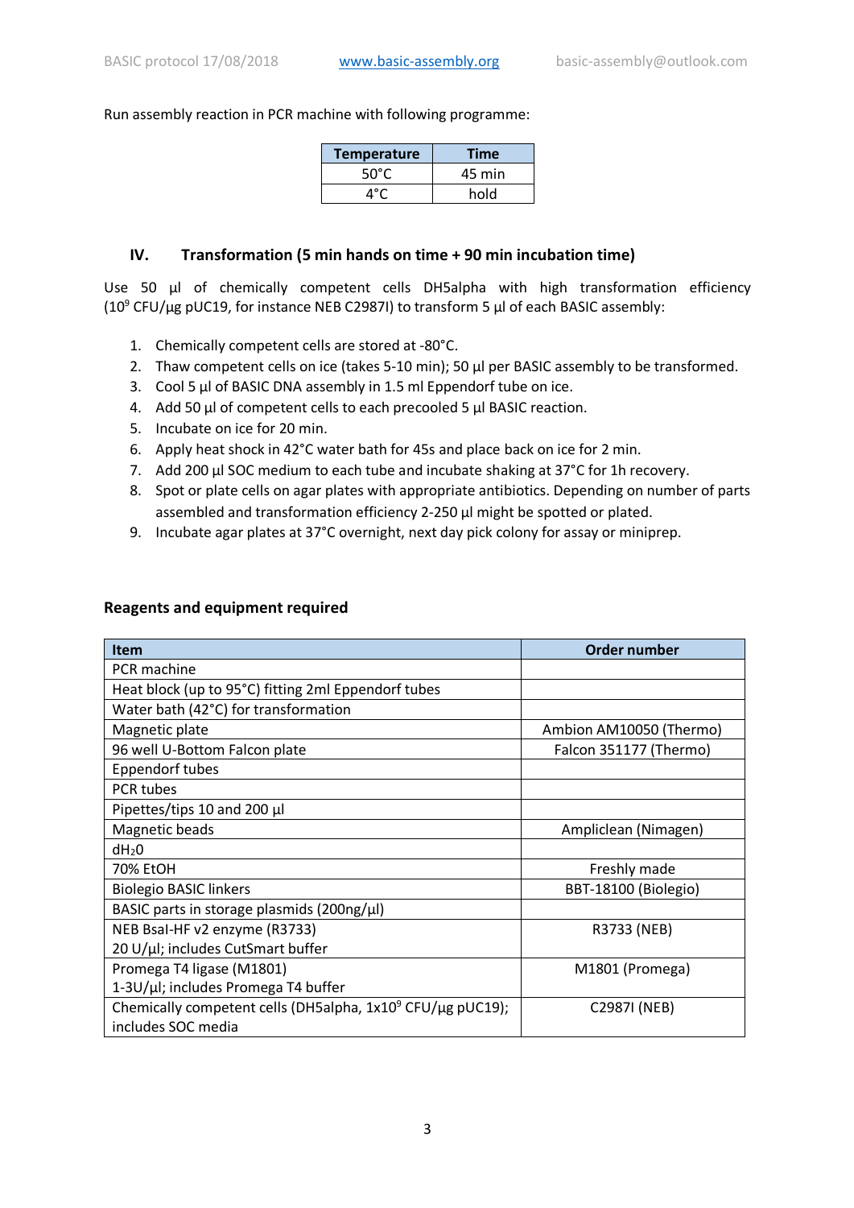Run assembly reaction in PCR machine with following programme:

| Temperature | Time |
|---|---|
| 50°C | 45 min |
| 4°C | hold |

### IV. Transformation (5 min hands on time + 90 min incubation time)

Use 50 µl of chemically competent cells DH5alpha with high transformation efficiency ($10^9$ CFU/µg pUC19, for instance NEB C2987I) to transform 5 µl of each BASIC assembly:

1. Chemically competent cells are stored at -80°C.
2. Thaw competent cells on ice (takes 5-10 min); 50 µl per BASIC assembly to be transformed.
3. Cool 5 µl of BASIC DNA assembly in 1.5 ml Eppendorf tube on ice.
4. Add 50 µl of competent cells to each precooled 5 µl BASIC reaction.
5. Incubate on ice for 20 min.
6. Apply heat shock in 42°C water bath for 45s and place back on ice for 2 min.
7. Add 200 µl SOC medium to each tube and incubate shaking at 37°C for 1h recovery.
8. Spot or plate cells on agar plates with appropriate antibiotics. Depending on number of parts assembled and transformation efficiency 2-250 µl might be spotted or plated.
9. Incubate agar plates at 37°C overnight, next day pick colony for assay or miniprep.

**Reagents and equipment required**

| Item | Order number |
|---|---|
| PCR machine | |
| Heat block (up to 95°C) fitting 2ml Eppendorf tubes | |
| Water bath (42°C) for transformation | |
| Magnetic plate | Ambion AM10050 (Thermo) |
| 96 well U-Bottom Falcon plate | Falcon 351177 (Thermo) |
| Eppendorf tubes | |
| PCR tubes | |
| Pipettes/tips 10 and 200 µl | |
| Magnetic beads | Ampliclean (Nimagen) |
| $dH_2O$ | |
| 70% EtOH | Freshly made |
| Biolegio BASIC linkers | BBT-18100 (Biolegio) |
| BASIC parts in storage plasmids (200ng/µl) | |
| NEB BsaI-HF v2 enzyme (R3733) 20 U/µl; includes CutSmart buffer | R3733 (NEB) |
| Promega T4 ligase (M1801) 1-3U/µl; includes Promega T4 buffer | M1801 (Promega) |
| Chemically competent cells (DH5alpha, $1x10^9$ CFU/µg pUC19); includes SOC media | C2987I (NEB) |